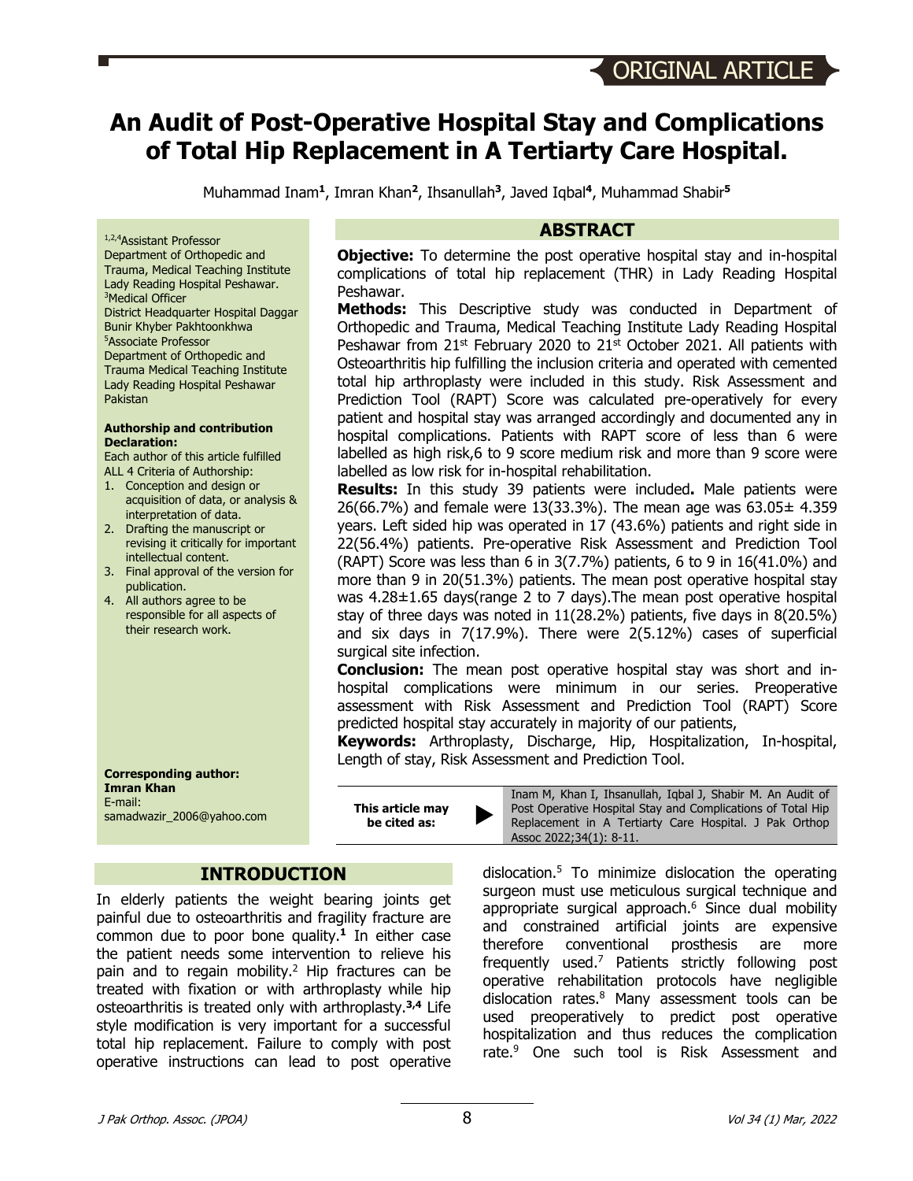ORIGINAL ARTICLE

# An Audit of Post-Operative Hospital Stay and Complications of Total Hip Replacement in A Tertiarty Care Hospital.

Muhammad Inam[1], Imran Khan[2], Ihsanullah[3], Javed Iqbal[4], Muhammad Shabir[5]

[1,2,4]Assistant Professor
Department of Orthopedic and Trauma, Medical Teaching Institute Lady Reading Hospital Peshawar.
[3]Medical Officer
District Headquarter Hospital Daggar Bunir Khyber Pakhtoonkhwa
[5]Associate Professor
Department of Orthopedic and Trauma Medical Teaching Institute Lady Reading Hospital Peshawar Pakistan

**Authorship and contribution Declaration:**
Each author of this article fulfilled ALL 4 Criteria of Authorship:

1. Conception and design or acquisition of data, or analysis & interpretation of data.
2. Drafting the manuscript or revising it critically for important intellectual content.
3. Final approval of the version for publication.
4. All authors agree to be responsible for all aspects of their research work.

**Corresponding author:**
**Imran Khan**
E-mail:
samadwazir_2006@yahoo.com

## ABSTRACT

**Objective:** To determine the post operative hospital stay and in-hospital complications of total hip replacement (THR) in Lady Reading Hospital Peshawar.

**Methods:** This Descriptive study was conducted in Department of Orthopedic and Trauma, Medical Teaching Institute Lady Reading Hospital Peshawar from 21st February 2020 to 21st October 2021. All patients with Osteoarthritis hip fulfilling the inclusion criteria and operated with cemented total hip arthroplasty were included in this study. Risk Assessment and Prediction Tool (RAPT) Score was calculated pre-operatively for every patient and hospital stay was arranged accordingly and documented any in hospital complications. Patients with RAPT score of less than 6 were labelled as high risk,6 to 9 score medium risk and more than 9 score were labelled as low risk for in-hospital rehabilitation.

**Results:** In this study 39 patients were included**.** Male patients were 26(66.7%) and female were 13(33.3%). The mean age was 63.05± 4.359 years. Left sided hip was operated in 17 (43.6%) patients and right side in 22(56.4%) patients. Pre-operative Risk Assessment and Prediction Tool (RAPT) Score was less than 6 in 3(7.7%) patients, 6 to 9 in 16(41.0%) and more than 9 in 20(51.3%) patients. The mean post operative hospital stay was 4.28±1.65 days(range 2 to 7 days).The mean post operative hospital stay of three days was noted in 11(28.2%) patients, five days in 8(20.5%) and six days in 7(17.9%). There were 2(5.12%) cases of superficial surgical site infection.

**Conclusion:** The mean post operative hospital stay was short and in-hospital complications were minimum in our series. Preoperative assessment with Risk Assessment and Prediction Tool (RAPT) Score predicted hospital stay accurately in majority of our patients,

**Keywords:** Arthroplasty, Discharge, Hip, Hospitalization, In-hospital, Length of stay, Risk Assessment and Prediction Tool.

**This article may be cited as:** Inam M, Khan I, Ihsanullah, Iqbal J, Shabir M. An Audit of Post Operative Hospital Stay and Complications of Total Hip Replacement in A Tertiarty Care Hospital. J Pak Orthop Assoc 2022;34(1): 8-11.

## INTRODUCTION

In elderly patients the weight bearing joints get painful due to osteoarthritis and fragility fracture are common due to poor bone quality.[1] In either case the patient needs some intervention to relieve his pain and to regain mobility.[2] Hip fractures can be treated with fixation or with arthroplasty while hip osteoarthritis is treated only with arthroplasty.[3,4] Life style modification is very important for a successful total hip replacement. Failure to comply with post operative instructions can lead to post operative dislocation.[5] To minimize dislocation the operating surgeon must use meticulous surgical technique and appropriate surgical approach.[6] Since dual mobility and constrained artificial joints are expensive therefore conventional prosthesis are more frequently used.[7] Patients strictly following post operative rehabilitation protocols have negligible dislocation rates.[8] Many assessment tools can be used preoperatively to predict post operative hospitalization and thus reduces the complication rate.[9] One such tool is Risk Assessment and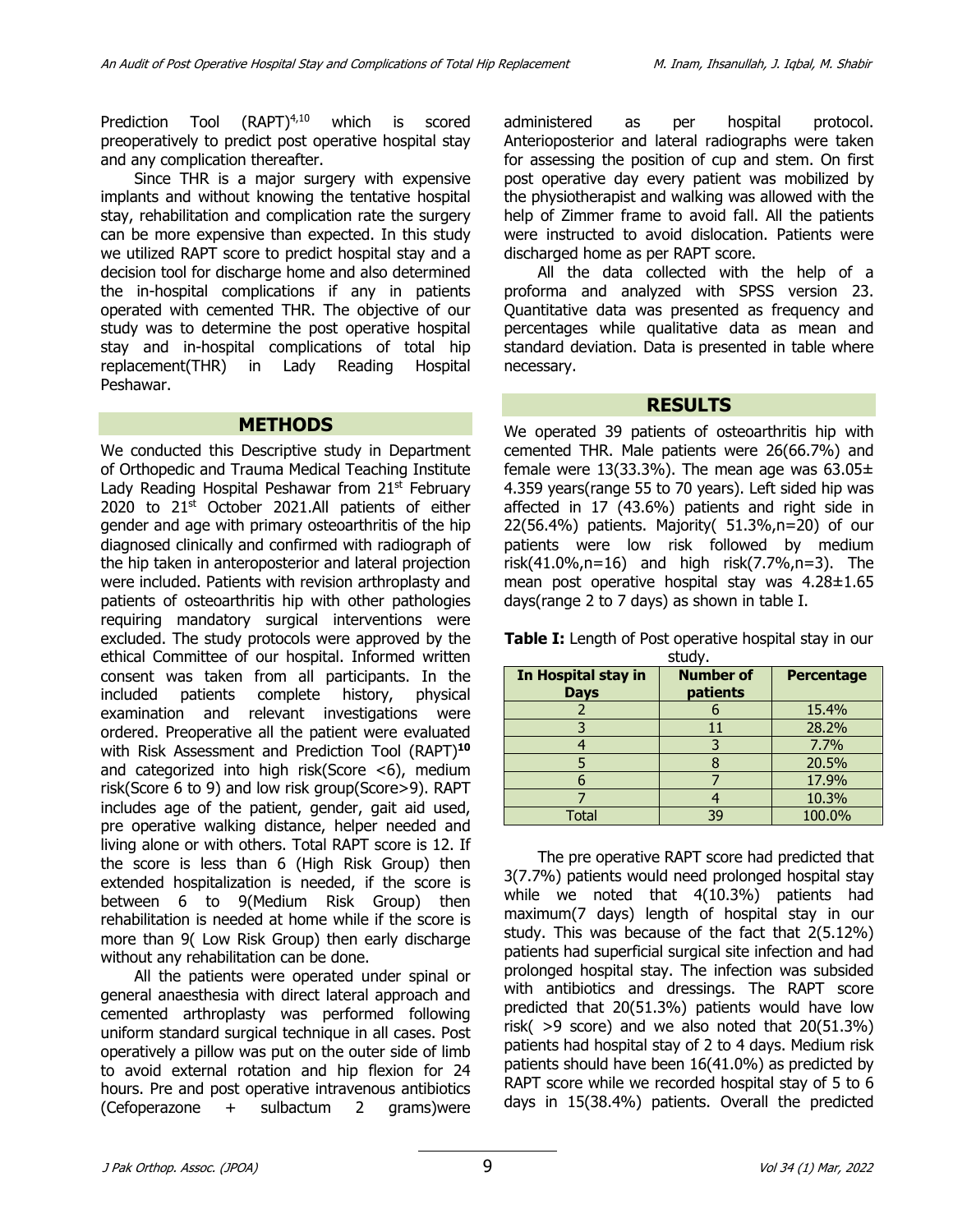Prediction Tool (RAPT)[4,10] which is scored preoperatively to predict post operative hospital stay and any complication thereafter.

Since THR is a major surgery with expensive implants and without knowing the tentative hospital stay, rehabilitation and complication rate the surgery can be more expensive than expected. In this study we utilized RAPT score to predict hospital stay and a decision tool for discharge home and also determined the in-hospital complications if any in patients operated with cemented THR. The objective of our study was to determine the post operative hospital stay and in-hospital complications of total hip replacement(THR) in Lady Reading Hospital Peshawar.

## METHODS

We conducted this Descriptive study in Department of Orthopedic and Trauma Medical Teaching Institute Lady Reading Hospital Peshawar from 21st February 2020 to 21st October 2021.All patients of either gender and age with primary osteoarthritis of the hip diagnosed clinically and confirmed with radiograph of the hip taken in anteroposterior and lateral projection were included. Patients with revision arthroplasty and patients of osteoarthritis hip with other pathologies requiring mandatory surgical interventions were excluded. The study protocols were approved by the ethical Committee of our hospital. Informed written consent was taken from all participants. In the included patients complete history, physical examination and relevant investigations were ordered. Preoperative all the patient were evaluated with Risk Assessment and Prediction Tool (RAPT)[10] and categorized into high risk(Score <6), medium risk(Score 6 to 9) and low risk group(Score>9). RAPT includes age of the patient, gender, gait aid used, pre operative walking distance, helper needed and living alone or with others. Total RAPT score is 12. If the score is less than 6 (High Risk Group) then extended hospitalization is needed, if the score is between 6 to 9(Medium Risk Group) then rehabilitation is needed at home while if the score is more than 9( Low Risk Group) then early discharge without any rehabilitation can be done.

All the patients were operated under spinal or general anaesthesia with direct lateral approach and cemented arthroplasty was performed following uniform standard surgical technique in all cases. Post operatively a pillow was put on the outer side of limb to avoid external rotation and hip flexion for 24 hours. Pre and post operative intravenous antibiotics (Cefoperazone + sulbactum 2 grams)were administered as per hospital protocol. Anterioposterior and lateral radiographs were taken for assessing the position of cup and stem. On first post operative day every patient was mobilized by the physiotherapist and walking was allowed with the help of Zimmer frame to avoid fall. All the patients were instructed to avoid dislocation. Patients were discharged home as per RAPT score.

All the data collected with the help of a proforma and analyzed with SPSS version 23. Quantitative data was presented as frequency and percentages while qualitative data as mean and standard deviation. Data is presented in table where necessary.

## RESULTS

We operated 39 patients of osteoarthritis hip with cemented THR. Male patients were 26(66.7%) and female were 13(33.3%). The mean age was 63.05± 4.359 years(range 55 to 70 years). Left sided hip was affected in 17 (43.6%) patients and right side in 22(56.4%) patients. Majority( 51.3%,n=20) of our patients were low risk followed by medium risk(41.0%,n=16) and high risk(7.7%,n=3). The mean post operative hospital stay was 4.28±1.65 days(range 2 to 7 days) as shown in table I.

**Table I:** Length of Post operative hospital stay in our study.

| In Hospital stay in Days | Number of patients | Percentage |
|---|---|---|
| 2 | 6 | 15.4% |
| 3 | 11 | 28.2% |
| 4 | 3 | 7.7% |
| 5 | 8 | 20.5% |
| 6 | 7 | 17.9% |
| 7 | 4 | 10.3% |
| Total | 39 | 100.0% |

The pre operative RAPT score had predicted that 3(7.7%) patients would need prolonged hospital stay while we noted that 4(10.3%) patients had maximum(7 days) length of hospital stay in our study. This was because of the fact that 2(5.12%) patients had superficial surgical site infection and had prolonged hospital stay. The infection was subsided with antibiotics and dressings. The RAPT score predicted that 20(51.3%) patients would have low risk( >9 score) and we also noted that 20(51.3%) patients had hospital stay of 2 to 4 days. Medium risk patients should have been 16(41.0%) as predicted by RAPT score while we recorded hospital stay of 5 to 6 days in 15(38.4%) patients. Overall the predicted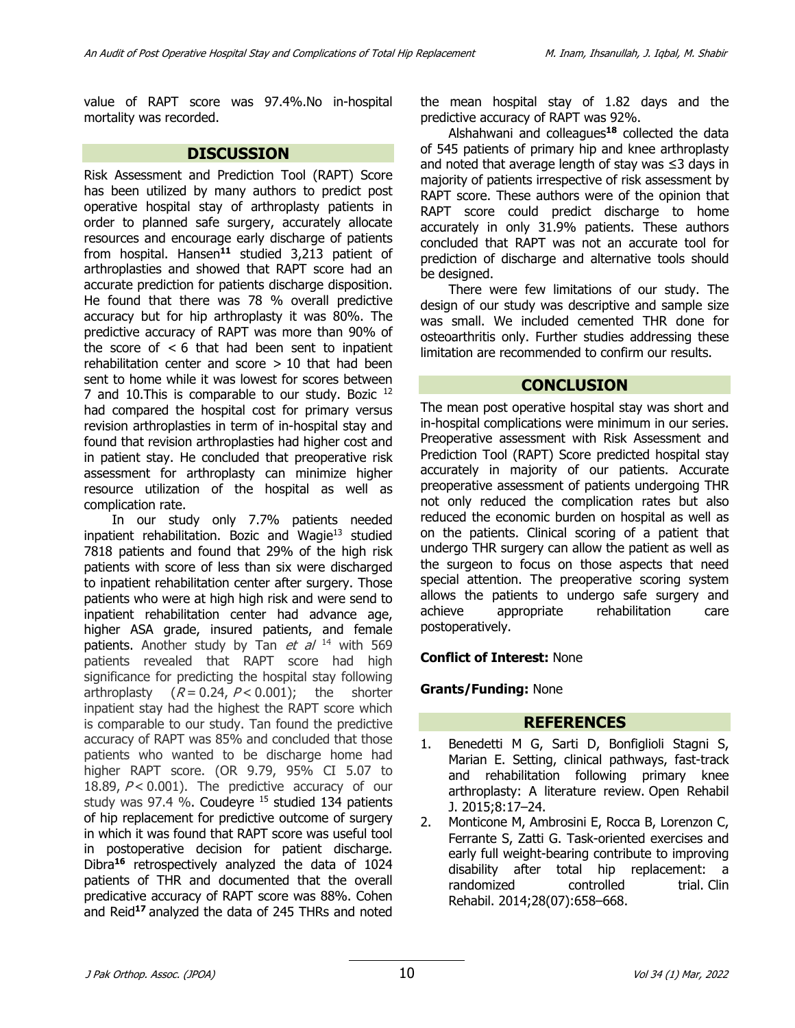value of RAPT score was 97.4%.No in-hospital mortality was recorded.

## DISCUSSION

Risk Assessment and Prediction Tool (RAPT) Score has been utilized by many authors to predict post operative hospital stay of arthroplasty patients in order to planned safe surgery, accurately allocate resources and encourage early discharge of patients from hospital. Hansen[11] studied 3,213 patient of arthroplasties and showed that RAPT score had an accurate prediction for patients discharge disposition. He found that there was 78 % overall predictive accuracy but for hip arthroplasty it was 80%. The predictive accuracy of RAPT was more than 90% of the score of < 6 that had been sent to inpatient rehabilitation center and score > 10 that had been sent to home while it was lowest for scores between 7 and 10.This is comparable to our study. Bozic [12] had compared the hospital cost for primary versus revision arthroplasties in term of in-hospital stay and found that revision arthroplasties had higher cost and in patient stay. He concluded that preoperative risk assessment for arthroplasty can minimize higher resource utilization of the hospital as well as complication rate.

In our study only 7.7% patients needed inpatient rehabilitation. Bozic and Wagie[13] studied 7818 patients and found that 29% of the high risk patients with score of less than six were discharged to inpatient rehabilitation center after surgery. Those patients who were at high high risk and were send to inpatient rehabilitation center had advance age, higher ASA grade, insured patients, and female patients. Another study by Tan *et al* [14] with 569 patients revealed that RAPT score had high significance for predicting the hospital stay following arthroplasty ($R = 0.24$, $P < 0.001$); the shorter inpatient stay had the highest the RAPT score which is comparable to our study. Tan found the predictive accuracy of RAPT was 85% and concluded that those patients who wanted to be discharge home had higher RAPT score. (OR 9.79, 95% CI 5.07 to 18.89, $P < 0.001$). The predictive accuracy of our study was 97.4 %. Coudeyre [15] studied 134 patients of hip replacement for predictive outcome of surgery in which it was found that RAPT score was useful tool in postoperative decision for patient discharge. Dibra[16] retrospectively analyzed the data of 1024 patients of THR and documented that the overall predicative accuracy of RAPT score was 88%. Cohen and Reid[17] analyzed the data of 245 THRs and noted the mean hospital stay of 1.82 days and the predictive accuracy of RAPT was 92%.

Alshahwani and colleagues[18] collected the data of 545 patients of primary hip and knee arthroplasty and noted that average length of stay was ≤3 days in majority of patients irrespective of risk assessment by RAPT score. These authors were of the opinion that RAPT score could predict discharge to home accurately in only 31.9% patients. These authors concluded that RAPT was not an accurate tool for prediction of discharge and alternative tools should be designed.

There were few limitations of our study. The design of our study was descriptive and sample size was small. We included cemented THR done for osteoarthritis only. Further studies addressing these limitation are recommended to confirm our results.

## CONCLUSION

The mean post operative hospital stay was short and in-hospital complications were minimum in our series. Preoperative assessment with Risk Assessment and Prediction Tool (RAPT) Score predicted hospital stay accurately in majority of our patients. Accurate preoperative assessment of patients undergoing THR not only reduced the complication rates but also reduced the economic burden on hospital as well as on the patients. Clinical scoring of a patient that undergo THR surgery can allow the patient as well as the surgeon to focus on those aspects that need special attention. The preoperative scoring system allows the patients to undergo safe surgery and achieve appropriate rehabilitation care postoperatively.

**Conflict of Interest:** None

**Grants/Funding:** None

## REFERENCES

1. Benedetti M G, Sarti D, Bonfiglioli Stagni S, Marian E. Setting, clinical pathways, fast-track and rehabilitation following primary knee arthroplasty: A literature review. Open Rehabil J. 2015;8:17–24.
2. Monticone M, Ambrosini E, Rocca B, Lorenzon C, Ferrante S, Zatti G. Task-oriented exercises and early full weight-bearing contribute to improving disability after total hip replacement: a randomized controlled trial. Clin Rehabil. 2014;28(07):658–668.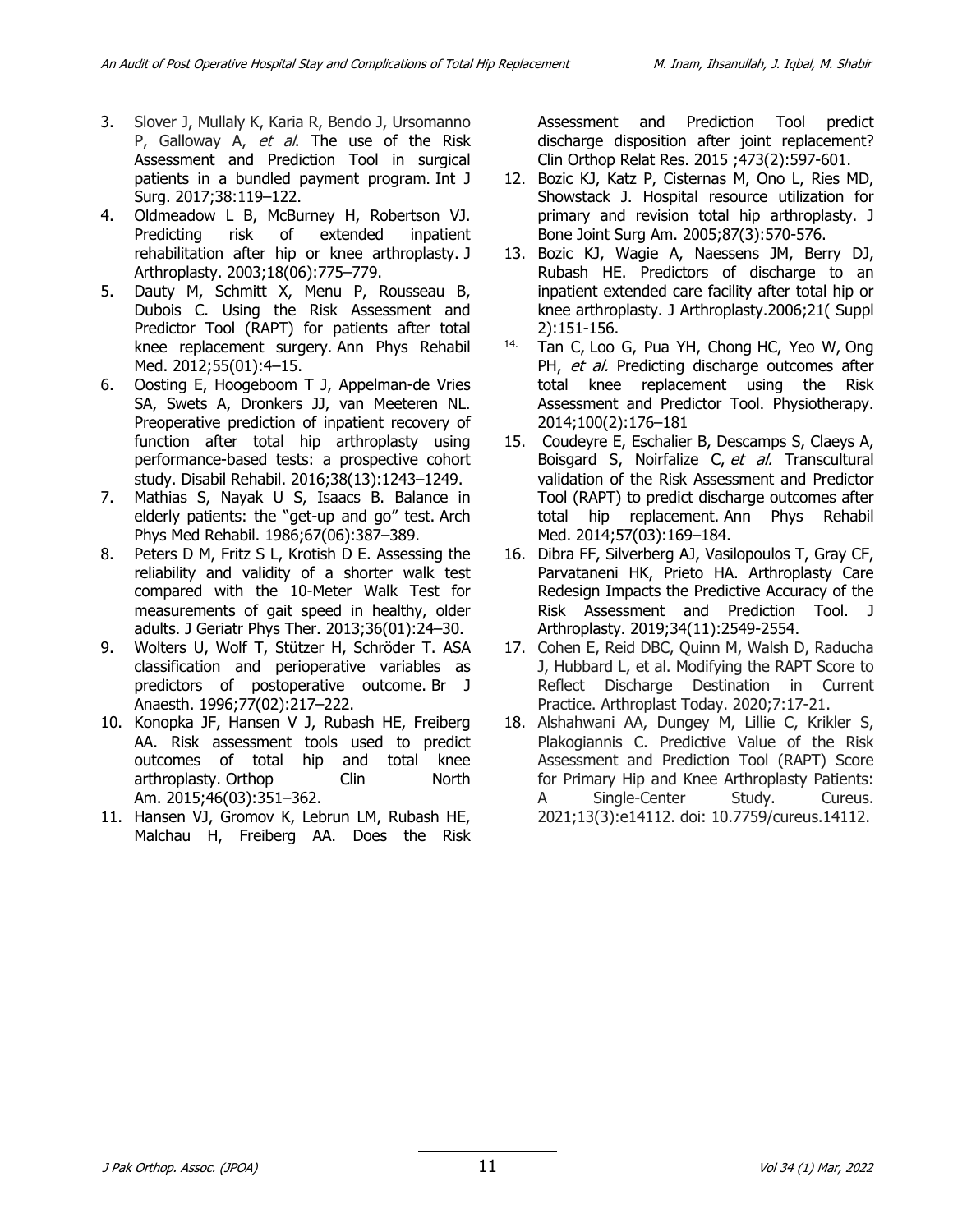3. Slover J, Mullaly K, Karia R, Bendo J, Ursomanno P, Galloway A, *et al*. The use of the Risk Assessment and Prediction Tool in surgical patients in a bundled payment program. Int J Surg. 2017;38:119–122.
4. Oldmeadow L B, McBurney H, Robertson VJ. Predicting risk of extended inpatient rehabilitation after hip or knee arthroplasty. J Arthroplasty. 2003;18(06):775–779.
5. Dauty M, Schmitt X, Menu P, Rousseau B, Dubois C. Using the Risk Assessment and Predictor Tool (RAPT) for patients after total knee replacement surgery. Ann Phys Rehabil Med. 2012;55(01):4–15.
6. Oosting E, Hoogeboom T J, Appelman-de Vries SA, Swets A, Dronkers JJ, van Meeteren NL. Preoperative prediction of inpatient recovery of function after total hip arthroplasty using performance-based tests: a prospective cohort study. Disabil Rehabil. 2016;38(13):1243–1249.
7. Mathias S, Nayak U S, Isaacs B. Balance in elderly patients: the "get-up and go" test. Arch Phys Med Rehabil. 1986;67(06):387–389.
8. Peters D M, Fritz S L, Krotish D E. Assessing the reliability and validity of a shorter walk test compared with the 10-Meter Walk Test for measurements of gait speed in healthy, older adults. J Geriatr Phys Ther. 2013;36(01):24–30.
9. Wolters U, Wolf T, Stützer H, Schröder T. ASA classification and perioperative variables as predictors of postoperative outcome. Br J Anaesth. 1996;77(02):217–222.
10. Konopka JF, Hansen V J, Rubash HE, Freiberg AA. Risk assessment tools used to predict outcomes of total hip and total knee arthroplasty. Orthop Clin North Am. 2015;46(03):351–362.
11. Hansen VJ, Gromov K, Lebrun LM, Rubash HE, Malchau H, Freiberg AA. Does the Risk Assessment and Prediction Tool predict discharge disposition after joint replacement? Clin Orthop Relat Res. 2015 ;473(2):597-601.
12. Bozic KJ, Katz P, Cisternas M, Ono L, Ries MD, Showstack J. Hospital resource utilization for primary and revision total hip arthroplasty. J Bone Joint Surg Am. 2005;87(3):570-576.
13. Bozic KJ, Wagie A, Naessens JM, Berry DJ, Rubash HE. Predictors of discharge to an inpatient extended care facility after total hip or knee arthroplasty. J Arthroplasty.2006;21( Suppl 2):151-156.
14. Tan C, Loo G, Pua YH, Chong HC, Yeo W, Ong PH, *et al.* Predicting discharge outcomes after total knee replacement using the Risk Assessment and Predictor Tool. Physiotherapy. 2014;100(2):176–181
15. Coudeyre E, Eschalier B, Descamps S, Claeys A, Boisgard S, Noirfalize C, *et al.* Transcultural validation of the Risk Assessment and Predictor Tool (RAPT) to predict discharge outcomes after total hip replacement. Ann Phys Rehabil Med. 2014;57(03):169–184.
16. Dibra FF, Silverberg AJ, Vasilopoulos T, Gray CF, Parvataneni HK, Prieto HA. Arthroplasty Care Redesign Impacts the Predictive Accuracy of the Risk Assessment and Prediction Tool. J Arthroplasty. 2019;34(11):2549-2554.
17. Cohen E, Reid DBC, Quinn M, Walsh D, Raducha J, Hubbard L, et al. Modifying the RAPT Score to Reflect Discharge Destination in Current Practice. Arthroplast Today. 2020;7:17-21.
18. Alshahwani AA, Dungey M, Lillie C, Krikler S, Plakogiannis C. Predictive Value of the Risk Assessment and Prediction Tool (RAPT) Score for Primary Hip and Knee Arthroplasty Patients: A Single-Center Study. Cureus. 2021;13(3):e14112. doi: 10.7759/cureus.14112.